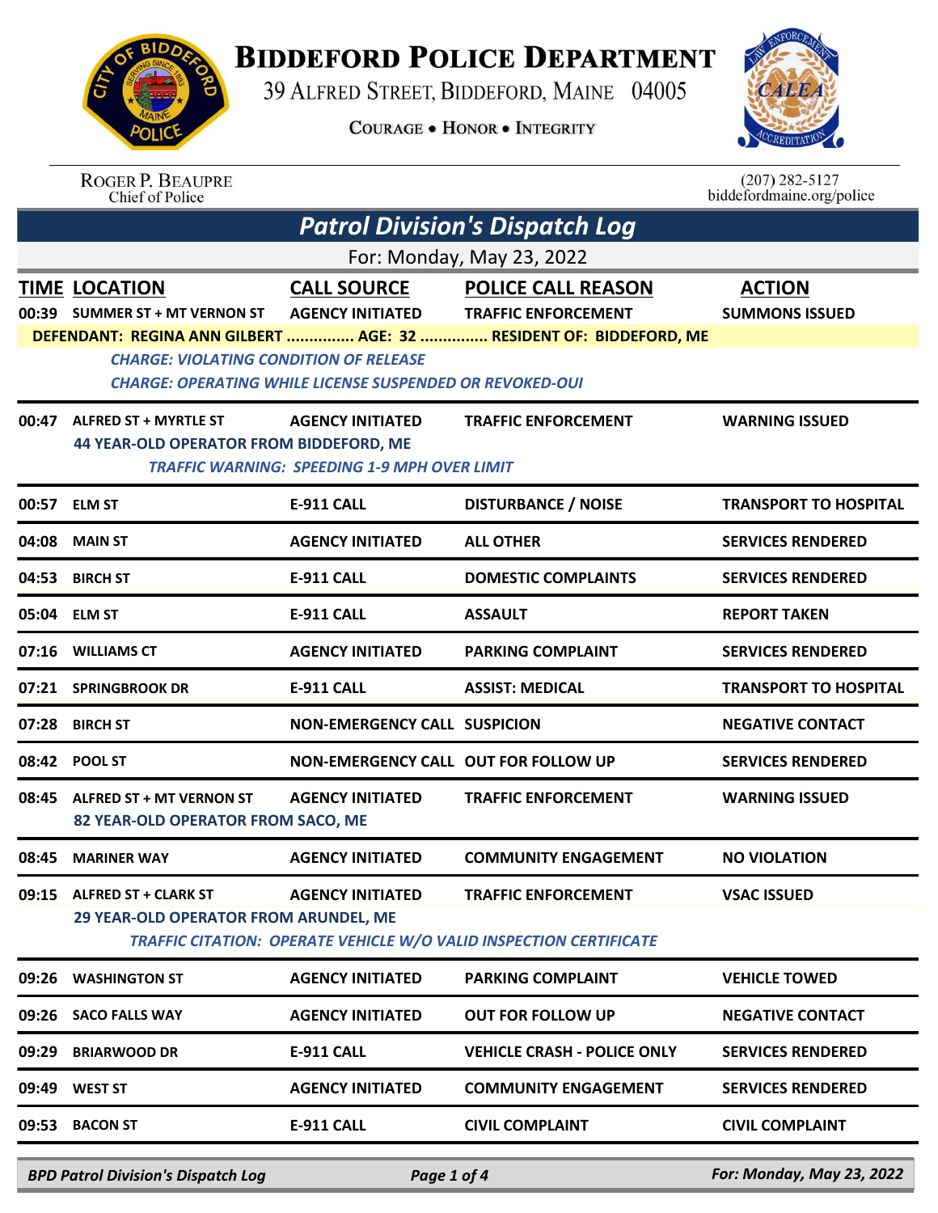# Biddeford Police Department

39 Alfred Street, Biddeford, Maine 04005

Courage • Honor • Integrity

Roger P. Beaupre
Chief of Police

(207) 282-5127
biddefordmaine.org/police

## Patrol Division's Dispatch Log

For: Monday, May 23, 2022

| TIME | LOCATION | CALL SOURCE | POLICE CALL REASON | ACTION |
|---|---|---|---|---|
| 00:39 | SUMMER ST + MT VERNON ST | AGENCY INITIATED | TRAFFIC ENFORCEMENT | SUMMONS ISSUED |
| | DEFENDANT: REGINA ANN GILBERT ............... AGE: 32 ............... RESIDENT OF: BIDDEFORD, ME | | | |
| | *CHARGE: VIOLATING CONDITION OF RELEASE* | | | |
| | *CHARGE: OPERATING WHILE LICENSE SUSPENDED OR REVOKED-OUI* | | | |
| 00:47 | ALFRED ST + MYRTLE ST | AGENCY INITIATED | TRAFFIC ENFORCEMENT | WARNING ISSUED |
| | 44 YEAR-OLD OPERATOR FROM BIDDEFORD, ME | | | |
| | *TRAFFIC WARNING: SPEEDING 1-9 MPH OVER LIMIT* | | | |
| 00:57 | ELM ST | E-911 CALL | DISTURBANCE / NOISE | TRANSPORT TO HOSPITAL |
| 04:08 | MAIN ST | AGENCY INITIATED | ALL OTHER | SERVICES RENDERED |
| 04:53 | BIRCH ST | E-911 CALL | DOMESTIC COMPLAINTS | SERVICES RENDERED |
| 05:04 | ELM ST | E-911 CALL | ASSAULT | REPORT TAKEN |
| 07:16 | WILLIAMS CT | AGENCY INITIATED | PARKING COMPLAINT | SERVICES RENDERED |
| 07:21 | SPRINGBROOK DR | E-911 CALL | ASSIST: MEDICAL | TRANSPORT TO HOSPITAL |
| 07:28 | BIRCH ST | NON-EMERGENCY CALL | SUSPICION | NEGATIVE CONTACT |
| 08:42 | POOL ST | NON-EMERGENCY CALL | OUT FOR FOLLOW UP | SERVICES RENDERED |
| 08:45 | ALFRED ST + MT VERNON ST | AGENCY INITIATED | TRAFFIC ENFORCEMENT | WARNING ISSUED |
| | 82 YEAR-OLD OPERATOR FROM SACO, ME | | | |
| 08:45 | MARINER WAY | AGENCY INITIATED | COMMUNITY ENGAGEMENT | NO VIOLATION |
| 09:15 | ALFRED ST + CLARK ST | AGENCY INITIATED | TRAFFIC ENFORCEMENT | VSAC ISSUED |
| | 29 YEAR-OLD OPERATOR FROM ARUNDEL, ME | | | |
| | *TRAFFIC CITATION: OPERATE VEHICLE W/O VALID INSPECTION CERTIFICATE* | | | |
| 09:26 | WASHINGTON ST | AGENCY INITIATED | PARKING COMPLAINT | VEHICLE TOWED |
| 09:26 | SACO FALLS WAY | AGENCY INITIATED | OUT FOR FOLLOW UP | NEGATIVE CONTACT |
| 09:29 | BRIARWOOD DR | E-911 CALL | VEHICLE CRASH - POLICE ONLY | SERVICES RENDERED |
| 09:49 | WEST ST | AGENCY INITIATED | COMMUNITY ENGAGEMENT | SERVICES RENDERED |
| 09:53 | BACON ST | E-911 CALL | CIVIL COMPLAINT | CIVIL COMPLAINT |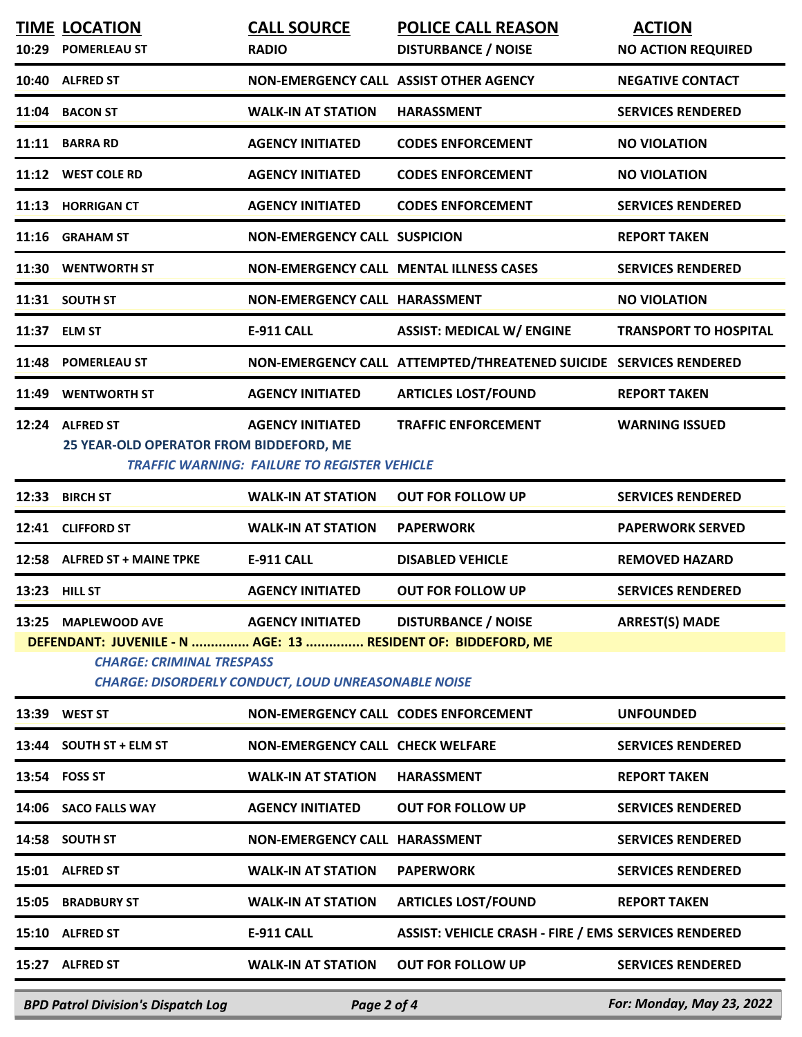| TIME | LOCATION | CALL SOURCE | POLICE CALL REASON | ACTION |
|---|---|---|---|---|
| 10:29 | POMERLEAU ST | RADIO | DISTURBANCE / NOISE | NO ACTION REQUIRED |
| 10:40 | ALFRED ST | NON-EMERGENCY CALL | ASSIST OTHER AGENCY | NEGATIVE CONTACT |
| 11:04 | BACON ST | WALK-IN AT STATION | HARASSMENT | SERVICES RENDERED |
| 11:11 | BARRA RD | AGENCY INITIATED | CODES ENFORCEMENT | NO VIOLATION |
| 11:12 | WEST COLE RD | AGENCY INITIATED | CODES ENFORCEMENT | NO VIOLATION |
| 11:13 | HORRIGAN CT | AGENCY INITIATED | CODES ENFORCEMENT | SERVICES RENDERED |
| 11:16 | GRAHAM ST | NON-EMERGENCY CALL | SUSPICION | REPORT TAKEN |
| 11:30 | WENTWORTH ST | NON-EMERGENCY CALL | MENTAL ILLNESS CASES | SERVICES RENDERED |
| 11:31 | SOUTH ST | NON-EMERGENCY CALL | HARASSMENT | NO VIOLATION |
| 11:37 | ELM ST | E-911 CALL | ASSIST: MEDICAL W/ ENGINE | TRANSPORT TO HOSPITAL |
| 11:48 | POMERLEAU ST | NON-EMERGENCY CALL | ATTEMPTED/THREATENED SUICIDE | SERVICES RENDERED |
| 11:49 | WENTWORTH ST | AGENCY INITIATED | ARTICLES LOST/FOUND | REPORT TAKEN |
| 12:24 | ALFRED ST | AGENCY INITIATED | TRAFFIC ENFORCEMENT | WARNING ISSUED |
| | 25 YEAR-OLD OPERATOR FROM BIDDEFORD, ME<br>*TRAFFIC WARNING: FAILURE TO REGISTER VEHICLE* | | | |
| 12:33 | BIRCH ST | WALK-IN AT STATION | OUT FOR FOLLOW UP | SERVICES RENDERED |
| 12:41 | CLIFFORD ST | WALK-IN AT STATION | PAPERWORK | PAPERWORK SERVED |
| 12:58 | ALFRED ST + MAINE TPKE | E-911 CALL | DISABLED VEHICLE | REMOVED HAZARD |
| 13:23 | HILL ST | AGENCY INITIATED | OUT FOR FOLLOW UP | SERVICES RENDERED |
| 13:25 | MAPLEWOOD AVE | AGENCY INITIATED | DISTURBANCE / NOISE | ARREST(S) MADE |
| | DEFENDANT: JUVENILE - N ............... AGE: 13 ............... RESIDENT OF: BIDDEFORD, ME<br>*CHARGE: CRIMINAL TRESPASS*<br>*CHARGE: DISORDERLY CONDUCT, LOUD UNREASONABLE NOISE* | | | |
| 13:39 | WEST ST | NON-EMERGENCY CALL | CODES ENFORCEMENT | UNFOUNDED |
| 13:44 | SOUTH ST + ELM ST | NON-EMERGENCY CALL | CHECK WELFARE | SERVICES RENDERED |
| 13:54 | FOSS ST | WALK-IN AT STATION | HARASSMENT | REPORT TAKEN |
| 14:06 | SACO FALLS WAY | AGENCY INITIATED | OUT FOR FOLLOW UP | SERVICES RENDERED |
| 14:58 | SOUTH ST | NON-EMERGENCY CALL | HARASSMENT | SERVICES RENDERED |
| 15:01 | ALFRED ST | WALK-IN AT STATION | PAPERWORK | SERVICES RENDERED |
| 15:05 | BRADBURY ST | WALK-IN AT STATION | ARTICLES LOST/FOUND | REPORT TAKEN |
| 15:10 | ALFRED ST | E-911 CALL | ASSIST: VEHICLE CRASH - FIRE / EMS | SERVICES RENDERED |
| 15:27 | ALFRED ST | WALK-IN AT STATION | OUT FOR FOLLOW UP | SERVICES RENDERED |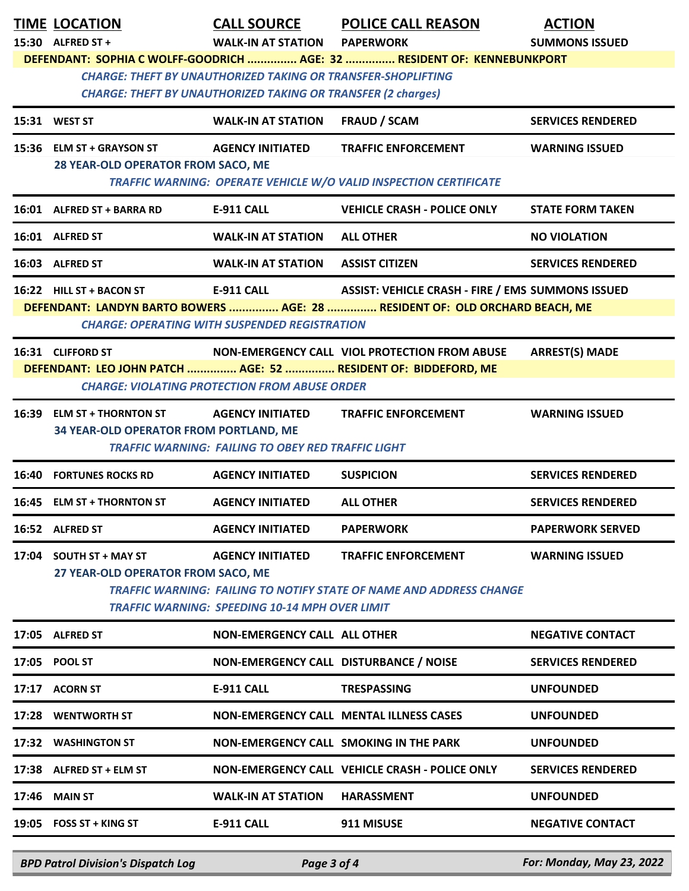| TIME | LOCATION | CALL SOURCE | POLICE CALL REASON | ACTION |
|---|---|---|---|---|
| 15:30 | ALFRED ST + | WALK-IN AT STATION | PAPERWORK | SUMMONS ISSUED |

**DEFENDANT: SOPHIA C WOLFF-GOODRICH ............... AGE: 32 ............... RESIDENT OF: KENNEBUNKPORT**

*CHARGE: THEFT BY UNAUTHORIZED TAKING OR TRANSFER-SHOPLIFTING*
*CHARGE: THEFT BY UNAUTHORIZED TAKING OR TRANSFER (2 charges)*

| TIME | LOCATION | CALL SOURCE | POLICE CALL REASON | ACTION |
|---|---|---|---|---|
| 15:31 | WEST ST | WALK-IN AT STATION | FRAUD / SCAM | SERVICES RENDERED |
| 15:36 | ELM ST + GRAYSON ST | AGENCY INITIATED | TRAFFIC ENFORCEMENT | WARNING ISSUED |

**28 YEAR-OLD OPERATOR FROM SACO, ME**

*TRAFFIC WARNING: OPERATE VEHICLE W/O VALID INSPECTION CERTIFICATE*

| TIME | LOCATION | CALL SOURCE | POLICE CALL REASON | ACTION |
|---|---|---|---|---|
| 16:01 | ALFRED ST + BARRA RD | E-911 CALL | VEHICLE CRASH - POLICE ONLY | STATE FORM TAKEN |
| 16:01 | ALFRED ST | WALK-IN AT STATION | ALL OTHER | NO VIOLATION |
| 16:03 | ALFRED ST | WALK-IN AT STATION | ASSIST CITIZEN | SERVICES RENDERED |
| 16:22 | HILL ST + BACON ST | E-911 CALL | ASSIST: VEHICLE CRASH - FIRE / EMS | SUMMONS ISSUED |

**DEFENDANT: LANDYN BARTO BOWERS ............... AGE: 28 ............... RESIDENT OF: OLD ORCHARD BEACH, ME**

*CHARGE: OPERATING WITH SUSPENDED REGISTRATION*

| TIME | LOCATION | CALL SOURCE | POLICE CALL REASON | ACTION |
|---|---|---|---|---|
| 16:31 | CLIFFORD ST | NON-EMERGENCY CALL | VIOL PROTECTION FROM ABUSE | ARREST(S) MADE |

**DEFENDANT: LEO JOHN PATCH ............... AGE: 52 ............... RESIDENT OF: BIDDEFORD, ME**

*CHARGE: VIOLATING PROTECTION FROM ABUSE ORDER*

| TIME | LOCATION | CALL SOURCE | POLICE CALL REASON | ACTION |
|---|---|---|---|---|
| 16:39 | ELM ST + THORNTON ST | AGENCY INITIATED | TRAFFIC ENFORCEMENT | WARNING ISSUED |

**34 YEAR-OLD OPERATOR FROM PORTLAND, ME**

*TRAFFIC WARNING: FAILING TO OBEY RED TRAFFIC LIGHT*

| TIME | LOCATION | CALL SOURCE | POLICE CALL REASON | ACTION |
|---|---|---|---|---|
| 16:40 | FORTUNES ROCKS RD | AGENCY INITIATED | SUSPICION | SERVICES RENDERED |
| 16:45 | ELM ST + THORNTON ST | AGENCY INITIATED | ALL OTHER | SERVICES RENDERED |
| 16:52 | ALFRED ST | AGENCY INITIATED | PAPERWORK | PAPERWORK SERVED |
| 17:04 | SOUTH ST + MAY ST | AGENCY INITIATED | TRAFFIC ENFORCEMENT | WARNING ISSUED |

**27 YEAR-OLD OPERATOR FROM SACO, ME**

*TRAFFIC WARNING: FAILING TO NOTIFY STATE OF NAME AND ADDRESS CHANGE*
*TRAFFIC WARNING: SPEEDING 10-14 MPH OVER LIMIT*

| TIME | LOCATION | CALL SOURCE | POLICE CALL REASON | ACTION |
|---|---|---|---|---|
| 17:05 | ALFRED ST | NON-EMERGENCY CALL | ALL OTHER | NEGATIVE CONTACT |
| 17:05 | POOL ST | NON-EMERGENCY CALL | DISTURBANCE / NOISE | SERVICES RENDERED |
| 17:17 | ACORN ST | E-911 CALL | TRESPASSING | UNFOUNDED |
| 17:28 | WENTWORTH ST | NON-EMERGENCY CALL | MENTAL ILLNESS CASES | UNFOUNDED |
| 17:32 | WASHINGTON ST | NON-EMERGENCY CALL | SMOKING IN THE PARK | UNFOUNDED |
| 17:38 | ALFRED ST + ELM ST | NON-EMERGENCY CALL | VEHICLE CRASH - POLICE ONLY | SERVICES RENDERED |
| 17:46 | MAIN ST | WALK-IN AT STATION | HARASSMENT | UNFOUNDED |
| 19:05 | FOSS ST + KING ST | E-911 CALL | 911 MISUSE | NEGATIVE CONTACT |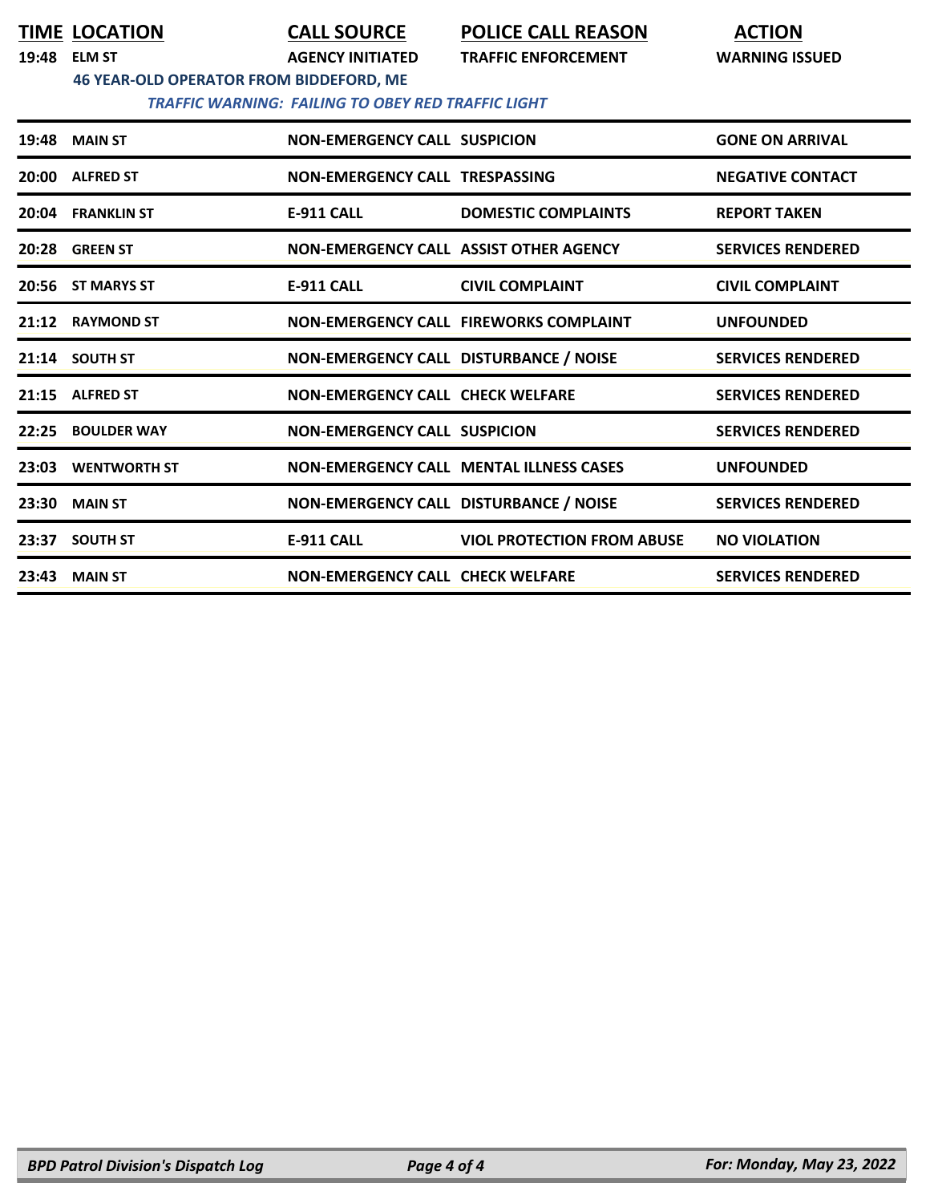| TIME | LOCATION | CALL SOURCE | POLICE CALL REASON | ACTION |
|---|---|---|---|---|
| 19:48 | ELM ST | AGENCY INITIATED | TRAFFIC ENFORCEMENT | WARNING ISSUED |
| | 46 YEAR-OLD OPERATOR FROM BIDDEFORD, ME | | | |
| | *TRAFFIC WARNING: FAILING TO OBEY RED TRAFFIC LIGHT* | | | |
| 19:48 | MAIN ST | NON-EMERGENCY CALL | SUSPICION | GONE ON ARRIVAL |
| 20:00 | ALFRED ST | NON-EMERGENCY CALL | TRESPASSING | NEGATIVE CONTACT |
| 20:04 | FRANKLIN ST | E-911 CALL | DOMESTIC COMPLAINTS | REPORT TAKEN |
| 20:28 | GREEN ST | NON-EMERGENCY CALL | ASSIST OTHER AGENCY | SERVICES RENDERED |
| 20:56 | ST MARYS ST | E-911 CALL | CIVIL COMPLAINT | CIVIL COMPLAINT |
| 21:12 | RAYMOND ST | NON-EMERGENCY CALL | FIREWORKS COMPLAINT | UNFOUNDED |
| 21:14 | SOUTH ST | NON-EMERGENCY CALL | DISTURBANCE / NOISE | SERVICES RENDERED |
| 21:15 | ALFRED ST | NON-EMERGENCY CALL | CHECK WELFARE | SERVICES RENDERED |
| 22:25 | BOULDER WAY | NON-EMERGENCY CALL | SUSPICION | SERVICES RENDERED |
| 23:03 | WENTWORTH ST | NON-EMERGENCY CALL | MENTAL ILLNESS CASES | UNFOUNDED |
| 23:30 | MAIN ST | NON-EMERGENCY CALL | DISTURBANCE / NOISE | SERVICES RENDERED |
| 23:37 | SOUTH ST | E-911 CALL | VIOL PROTECTION FROM ABUSE | NO VIOLATION |
| 23:43 | MAIN ST | NON-EMERGENCY CALL | CHECK WELFARE | SERVICES RENDERED |